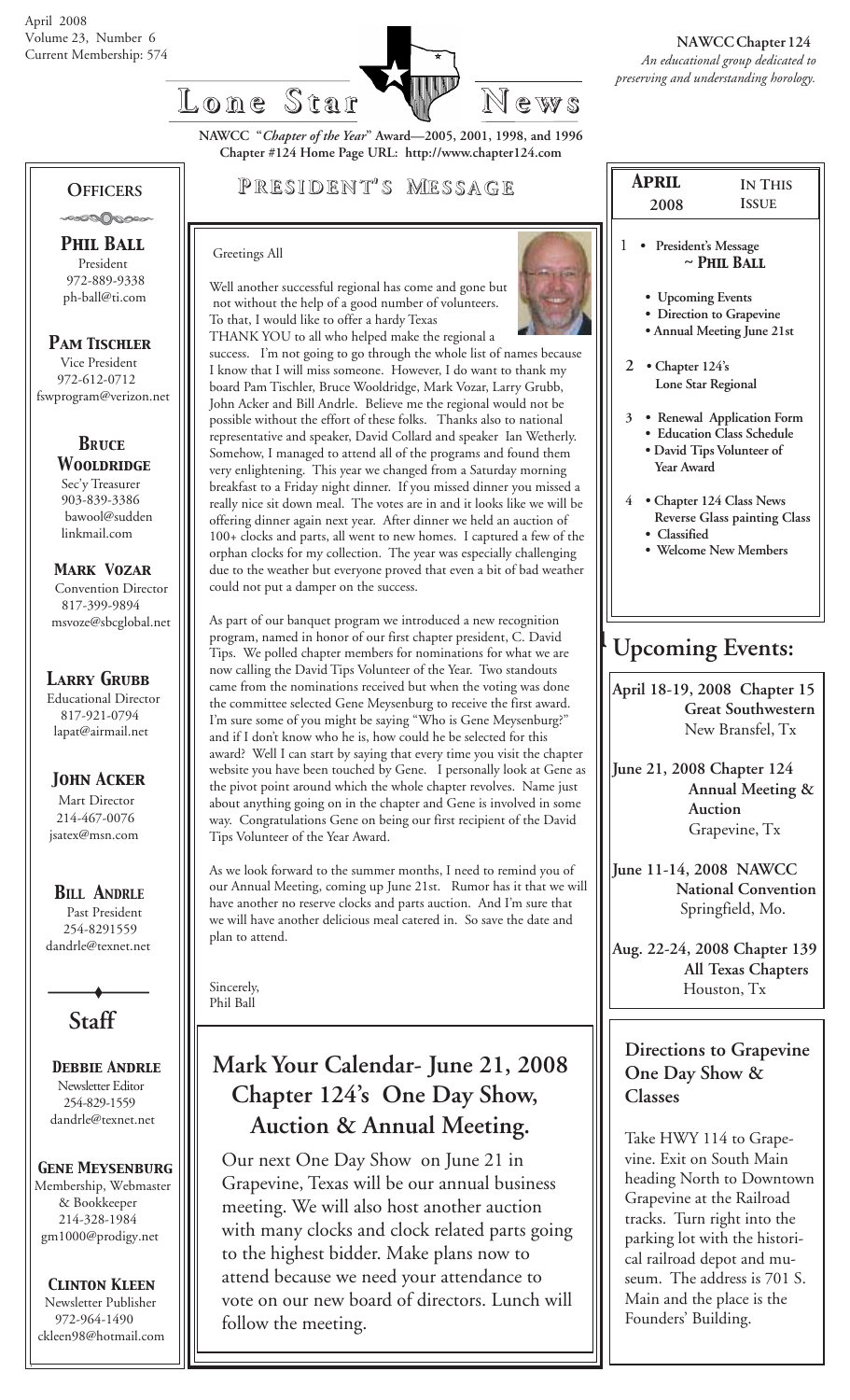April 2008
Volume 23, Number 6
Current Membership: 574

# Lone Star News

**NAWCC Chapter 124**
*An educational group dedicated to preserving and understanding horology.*

**NAWCC "*Chapter of the Year*" Award—2005, 2001, 1998, and 1996**
**Chapter #124 Home Page URL: http://www.chapter124.com**

## President's Message

Greetings All

Well another successful regional has come and gone but not without the help of a good number of volunteers. To that, I would like to offer a hardy Texas THANK YOU to all who helped make the regional a success. I'm not going to go through the whole list of names because I know that I will miss someone. However, I do want to thank my board Pam Tischler, Bruce Wooldridge, Mark Vozar, Larry Grubb, John Acker and Bill Andrle. Believe me the regional would not be possible without the effort of these folks. Thanks also to national representative and speaker, David Collard and speaker Ian Wetherly. Somehow, I managed to attend all of the programs and found them very enlightening. This year we changed from a Saturday morning breakfast to a Friday night dinner. If you missed dinner you missed a really nice sit down meal. The votes are in and it looks like we will be offering dinner again next year. After dinner we held an auction of 100+ clocks and parts, all went to new homes. I captured a few of the orphan clocks for my collection. The year was especially challenging due to the weather but everyone proved that even a bit of bad weather could not put a damper on the success.

As part of our banquet program we introduced a new recognition program, named in honor of our first chapter president, C. David Tips. We polled chapter members for nominations for what we are now calling the David Tips Volunteer of the Year. Two standouts came from the nominations received but when the voting was done the committee selected Gene Meysenburg to receive the first award. I'm sure some of you might be saying "Who is Gene Meysenburg?" and if I don't know who he is, how could he be selected for this award? Well I can start by saying that every time you visit the chapter website you have been touched by Gene. I personally look at Gene as the pivot point around which the whole chapter revolves. Name just about anything going on in the chapter and Gene is involved in some way. Congratulations Gene on being our first recipient of the David Tips Volunteer of the Year Award.

As we look forward to the summer months, I need to remind you of our Annual Meeting, coming up June 21st. Rumor has it that we will have another no reserve clocks and parts auction. And I'm sure that we will have another delicious meal catered in. So save the date and plan to attend.

Sincerely,
Phil Ball

## Mark Your Calendar- June 21, 2008 Chapter 124's One Day Show, Auction & Annual Meeting.

Our next One Day Show on June 21 in Grapevine, Texas will be our annual business meeting. We will also host another auction with many clocks and clock related parts going to the highest bidder. Make plans now to attend because we need your attendance to vote on our new board of directors. Lunch will follow the meeting.

## Officers

**Phil Ball**
President
972-889-9338
ph-ball@ti.com

**Pam Tischler**
Vice President
972-612-0712
fswprogram@verizon.net

**Bruce Wooldridge**
Sec'y Treasurer
903-839-3386
bawool@suddenlinkmail.com

**Mark Vozar**
Convention Director
817-399-9894
msvoze@sbcglobal.net

**Larry Grubb**
Educational Director
817-921-0794
lapat@airmail.net

**John Acker**
Mart Director
214-467-0076
jsatex@msn.com

**Bill Andrle**
Past President
254-8291559
dandrle@texnet.net

## Staff

**Debbie Andrle**
Newsletter Editor
254-829-1559
dandrle@texnet.net

**Gene Meysenburg**
Membership, Webmaster & Bookkeeper
214-328-1984
gm1000@prodigy.net

**Clinton Kleen**
Newsletter Publisher
972-964-1490
ckleen98@hotmail.com

## April 2008 — In This Issue

1. • President's Message ~ Phil Ball
   • Upcoming Events
   • Direction to Grapevine
   • Annual Meeting June 21st
2. • Chapter 124's Lone Star Regional
3. • Renewal Application Form
   • Education Class Schedule
   • David Tips Volunteer of Year Award
4. • Chapter 124 Class News Reverse Glass painting Class
   • Classified
   • Welcome New Members

## Upcoming Events:

**April 18-19, 2008 Chapter 15 Great Southwestern**
New Bransfel, Tx

**June 21, 2008 Chapter 124 Annual Meeting & Auction**
Grapevine, Tx

**June 11-14, 2008 NAWCC National Convention**
Springfield, Mo.

**Aug. 22-24, 2008 Chapter 139 All Texas Chapters**
Houston, Tx

## Directions to Grapevine One Day Show & Classes

Take HWY 114 to Grapevine. Exit on South Main heading North to Downtown Grapevine at the Railroad tracks. Turn right into the parking lot with the historical railroad depot and museum. The address is 701 S. Main and the place is the Founders' Building.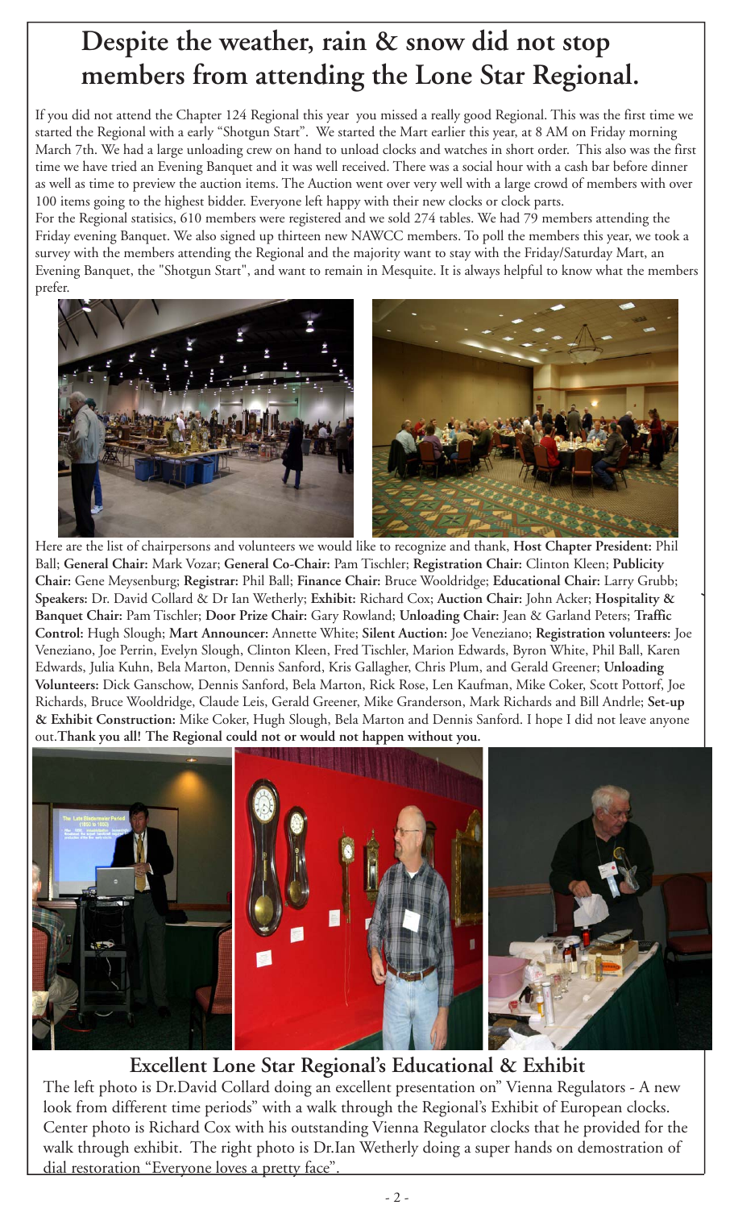# Despite the weather, rain & snow did not stop members from attending the Lone Star Regional.

If you did not attend the Chapter 124 Regional this year you missed a really good Regional. This was the first time we started the Regional with a early "Shotgun Start". We started the Mart earlier this year, at 8 AM on Friday morning March 7th. We had a large unloading crew on hand to unload clocks and watches in short order. This also was the first time we have tried an Evening Banquet and it was well received. There was a social hour with a cash bar before dinner as well as time to preview the auction items. The Auction went over very well with a large crowd of members with over 100 items going to the highest bidder. Everyone left happy with their new clocks or clock parts.

For the Regional statisics, 610 members were registered and we sold 274 tables. We had 79 members attending the Friday evening Banquet. We also signed up thirteen new NAWCC members. To poll the members this year, we took a survey with the members attending the Regional and the majority want to stay with the Friday/Saturday Mart, an Evening Banquet, the "Shotgun Start", and want to remain in Mesquite. It is always helpful to know what the members prefer.

Here are the list of chairpersons and volunteers we would like to recognize and thank, **Host Chapter President:** Phil Ball; **General Chair:** Mark Vozar; **General Co-Chair:** Pam Tischler; **Registration Chair:** Clinton Kleen; **Publicity Chair:** Gene Meysenburg; **Registrar:** Phil Ball; **Finance Chair:** Bruce Wooldridge; **Educational Chair:** Larry Grubb; **Speakers:** Dr. David Collard & Dr Ian Wetherly; **Exhibit:** Richard Cox; **Auction Chair:** John Acker; **Hospitality & Banquet Chair:** Pam Tischler; **Door Prize Chair:** Gary Rowland; **Unloading Chair:** Jean & Garland Peters; **Traffic Control:** Hugh Slough; **Mart Announcer:** Annette White; **Silent Auction:** Joe Veneziano; **Registration volunteers:** Joe Veneziano, Joe Perrin, Evelyn Slough, Clinton Kleen, Fred Tischler, Marion Edwards, Byron White, Phil Ball, Karen Edwards, Julia Kuhn, Bela Marton, Dennis Sanford, Kris Gallagher, Chris Plum, and Gerald Greener; **Unloading Volunteers:** Dick Ganschow, Dennis Sanford, Bela Marton, Rick Rose, Len Kaufman, Mike Coker, Scott Pottorf, Joe Richards, Bruce Wooldridge, Claude Leis, Gerald Greener, Mike Granderson, Mark Richards and Bill Andrle; **Set-up & Exhibit Construction:** Mike Coker, Hugh Slough, Bela Marton and Dennis Sanford. I hope I did not leave anyone out.**Thank you all! The Regional could not or would not happen without you.**

## Excellent Lone Star Regional's Educational & Exhibit

The left photo is Dr.David Collard doing an excellent presentation on" Vienna Regulators - A new look from different time periods" with a walk through the Regional's Exhibit of European clocks. Center photo is Richard Cox with his outstanding Vienna Regulator clocks that he provided for the walk through exhibit. The right photo is Dr.Ian Wetherly doing a super hands on demostration of dial restoration "Everyone loves a pretty face".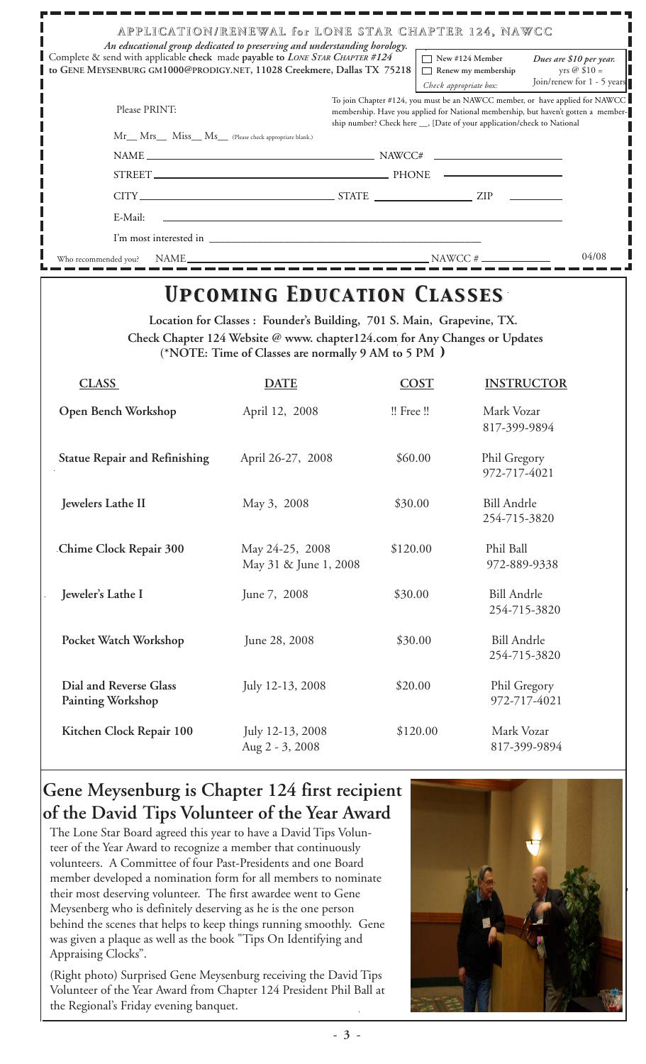APPLICATION/RENEWAL for LONE STAR CHAPTER 124, NAWCC

*An educational group dedicated to preserving and understanding horology.*

Complete & send with applicable **check** made **payable to** ***LONE STAR CHAPTER #124*** **to GENE MEYSENBURG GM1000@PRODIGY.NET, 11028 Creekmere, Dallas TX 75218**

☐ New #124 Member
☐ Renew my membership
*Check appropriate box:*

*Dues are $10 per year.* yrs @ $10 = Join/renew for 1 - 5 years

Please PRINT:

To join Chapter #124, you must be an NAWCC member, or have applied for NAWCC membership. Have you applied for National membership, but haven't gotten a membership number? Check here __, [Date of your application/check to National

Mr__ Mrs__ Miss__ Ms__ (Please check appropriate blank.)

NAME ______________________________ NAWCC# ______________

STREET ______________________________ PHONE ______________

CITY ____________________ STATE ____________ ZIP __________

E-Mail: ______________________________

I'm most interested in ______________________________

Who recommended you? NAME ______________________________ NAWCC # ____________ 04/08

# *Upcoming Education Classes*

**Location for Classes : Founder's Building, 701 S. Main, Grapevine, TX.**
**Check Chapter 124 Website @ www. chapter124.com for Any Changes or Updates**
**(*NOTE: Time of Classes are normally 9 AM to 5 PM )**

| CLASS | DATE | COST | INSTRUCTOR |
|---|---|---|---|
| **Open Bench Workshop** | April 12, 2008 | !! Free !! | Mark Vozar 817-399-9894 |
| **Statue Repair and Refinishing** | April 26-27, 2008 | $60.00 | Phil Gregory 972-717-4021 |
| **Jewelers Lathe II** | May 3, 2008 | $30.00 | Bill Andrle 254-715-3820 |
| **Chime Clock Repair 300** | May 24-25, 2008 May 31 & June 1, 2008 | $120.00 | Phil Ball 972-889-9338 |
| **Jeweler's Lathe I** | June 7, 2008 | $30.00 | Bill Andrle 254-715-3820 |
| **Pocket Watch Workshop** | June 28, 2008 | $30.00 | Bill Andrle 254-715-3820 |
| **Dial and Reverse Glass Painting Workshop** | July 12-13, 2008 | $20.00 | Phil Gregory 972-717-4021 |
| **Kitchen Clock Repair 100** | July 12-13, 2008 Aug 2 - 3, 2008 | $120.00 | Mark Vozar 817-399-9894 |

## Gene Meysenburg is Chapter 124 first recipient of the David Tips Volunteer of the Year Award

The Lone Star Board agreed this year to have a David Tips Volunteer of the Year Award to recognize a member that continuously volunteers. A Committee of four Past-Presidents and one Board member developed a nomination form for all members to nominate their most deserving volunteer. The first awardee went to Gene Meysenberg who is definitely deserving as he is the one person behind the scenes that helps to keep things running smoothly. Gene was given a plaque as well as the book "Tips On Identifying and Appraising Clocks".

(Right photo) Surprised Gene Meysenburg receiving the David Tips Volunteer of the Year Award from Chapter 124 President Phil Ball at the Regional's Friday evening banquet.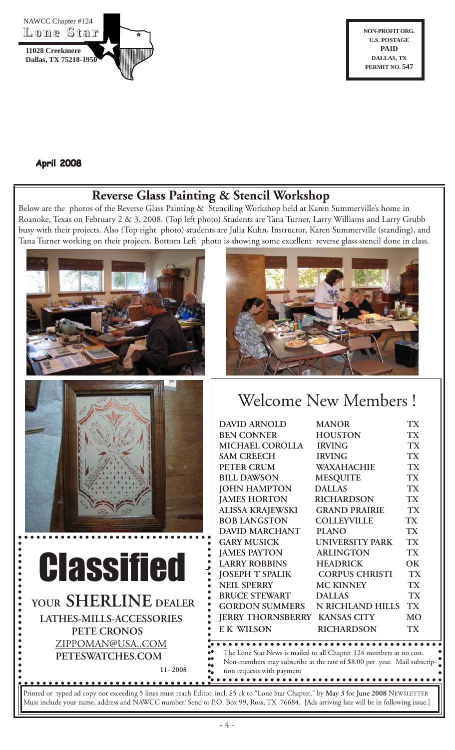NAWCC Chapter #124
Lone Star
11028 Creekmere
Dallas, TX 75218-1950

NON-PROFIT ORG.
U.S. POSTAGE
PAID
DALLAS, TX
PERMIT NO. 547

**April 2008**

## Reverse Glass Painting & Stencil Workshop

Below are the photos of the Reverse Glass Painting & Stenciling Workshop held at Karen Summerville's home in Roanoke, Texas on February 2 & 3, 2008. (Top left photo) Students are Tana Turner, Larry Williams and Larry Grubb busy with their projects. Also (Top right photo) students are Julia Kuhn, Instructor, Karen Summerville (standing), and Tana Turner working on their projects. Bottom Left photo is showing some excellent reverse glass stencil done in class.

## Welcome New Members !

| | | |
|---|---|---|
| DAVID ARNOLD | MANOR | TX |
| BEN CONNER | HOUSTON | TX |
| MICHAEL COROLLA | IRVING | TX |
| SAM CREECH | IRVING | TX |
| PETER CRUM | WAXAHACHIE | TX |
| BILL DAWSON | MESQUITE | TX |
| JOHN HAMPTON | DALLAS | TX |
| JAMES HORTON | RICHARDSON | TX |
| ALISSA KRAJEWSKI | GRAND PRAIRIE | TX |
| BOB LANGSTON | COLLEYVILLE | TX |
| DAVID MARCHANT | PLANO | TX |
| GARY MUSICK | UNIVERSITY PARK | TX |
| JAMES PAYTON | ARLINGTON | TX |
| LARRY ROBBINS | HEADRICK | OK |
| JOSEPH T SPALIK | CORPUS CHRISTI | TX |
| NEIL SPERRY | MC KINNEY | TX |
| BRUCE STEWART | DALLAS | TX |
| GORDON SUMMERS | N RICHLAND HILLS | TX |
| JERRY THORNSBERRY | KANSAS CITY | MO |
| E K WILSON | RICHARDSON | TX |

The Lone Star News is mailed to all Chapter 124 members at no cost. Non-members may subscribe at the rate of $8.00 per year. Mail subscription requests with payment

## Classified

**YOUR SHERLINE DEALER**
**LATHES-MILLS-ACCESSORIES**
**PETE CRONOS**
ZIPPOMAN@USA..COM
**PETESWATCHES.COM**
**11- 2008**

Printed or typed ad copy not exceeding 5 lines must reach Editor, incl. $5 ck to "Lone Star Chapter," by **May 3** for **June 2008** NEWSLETTER
Must include your name, address and NAWCC number! Send to P.O. Box 99, Ross, TX 76684. [Ads arriving late will be in following issue.]